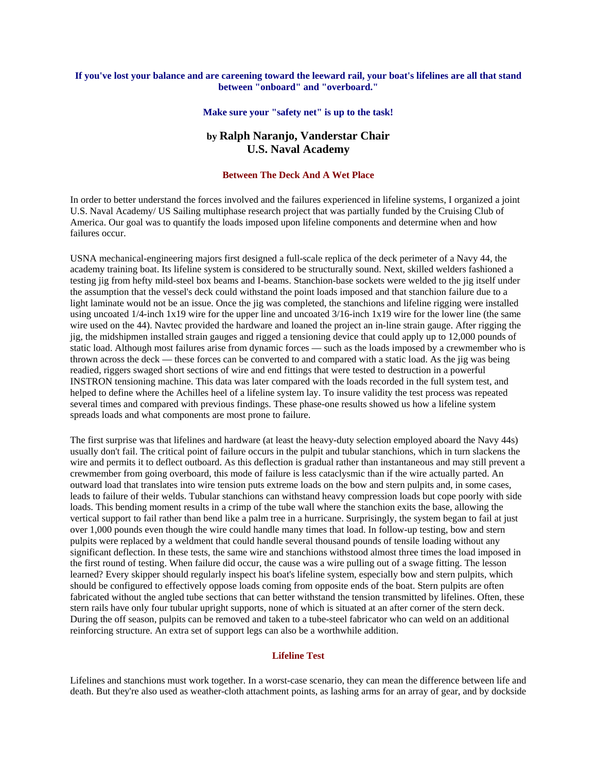**If you've lost your balance and are careening toward the leeward rail, your boat's lifelines are all that stand between "onboard" and "overboard."**

**Make sure your "safety net" is up to the task!**

**by Ralph Naranjo, Vanderstar Chair**
**U.S. Naval Academy**

## Between The Deck And A Wet Place

In order to better understand the forces involved and the failures experienced in lifeline systems, I organized a joint U.S. Naval Academy/ US Sailing multiphase research project that was partially funded by the Cruising Club of America. Our goal was to quantify the loads imposed upon lifeline components and determine when and how failures occur.

USNA mechanical-engineering majors first designed a full-scale replica of the deck perimeter of a Navy 44, the academy training boat. Its lifeline system is considered to be structurally sound. Next, skilled welders fashioned a testing jig from hefty mild-steel box beams and I-beams. Stanchion-base sockets were welded to the jig itself under the assumption that the vessel's deck could withstand the point loads imposed and that stanchion failure due to a light laminate would not be an issue. Once the jig was completed, the stanchions and lifeline rigging were installed using uncoated 1/4-inch 1x19 wire for the upper line and uncoated 3/16-inch 1x19 wire for the lower line (the same wire used on the 44). Navtec provided the hardware and loaned the project an in-line strain gauge. After rigging the jig, the midshipmen installed strain gauges and rigged a tensioning device that could apply up to 12,000 pounds of static load. Although most failures arise from dynamic forces — such as the loads imposed by a crewmember who is thrown across the deck — these forces can be converted to and compared with a static load. As the jig was being readied, riggers swaged short sections of wire and end fittings that were tested to destruction in a powerful INSTRON tensioning machine. This data was later compared with the loads recorded in the full system test, and helped to define where the Achilles heel of a lifeline system lay. To insure validity the test process was repeated several times and compared with previous findings. These phase-one results showed us how a lifeline system spreads loads and what components are most prone to failure.

The first surprise was that lifelines and hardware (at least the heavy-duty selection employed aboard the Navy 44s) usually don't fail. The critical point of failure occurs in the pulpit and tubular stanchions, which in turn slackens the wire and permits it to deflect outboard. As this deflection is gradual rather than instantaneous and may still prevent a crewmember from going overboard, this mode of failure is less cataclysmic than if the wire actually parted. An outward load that translates into wire tension puts extreme loads on the bow and stern pulpits and, in some cases, leads to failure of their welds. Tubular stanchions can withstand heavy compression loads but cope poorly with side loads. This bending moment results in a crimp of the tube wall where the stanchion exits the base, allowing the vertical support to fail rather than bend like a palm tree in a hurricane. Surprisingly, the system began to fail at just over 1,000 pounds even though the wire could handle many times that load. In follow-up testing, bow and stern pulpits were replaced by a weldment that could handle several thousand pounds of tensile loading without any significant deflection. In these tests, the same wire and stanchions withstood almost three times the load imposed in the first round of testing. When failure did occur, the cause was a wire pulling out of a swage fitting. The lesson learned? Every skipper should regularly inspect his boat's lifeline system, especially bow and stern pulpits, which should be configured to effectively oppose loads coming from opposite ends of the boat. Stern pulpits are often fabricated without the angled tube sections that can better withstand the tension transmitted by lifelines. Often, these stern rails have only four tubular upright supports, none of which is situated at an after corner of the stern deck. During the off season, pulpits can be removed and taken to a tube-steel fabricator who can weld on an additional reinforcing structure. An extra set of support legs can also be a worthwhile addition.

## Lifeline Test

Lifelines and stanchions must work together. In a worst-case scenario, they can mean the difference between life and death. But they're also used as weather-cloth attachment points, as lashing arms for an array of gear, and by dockside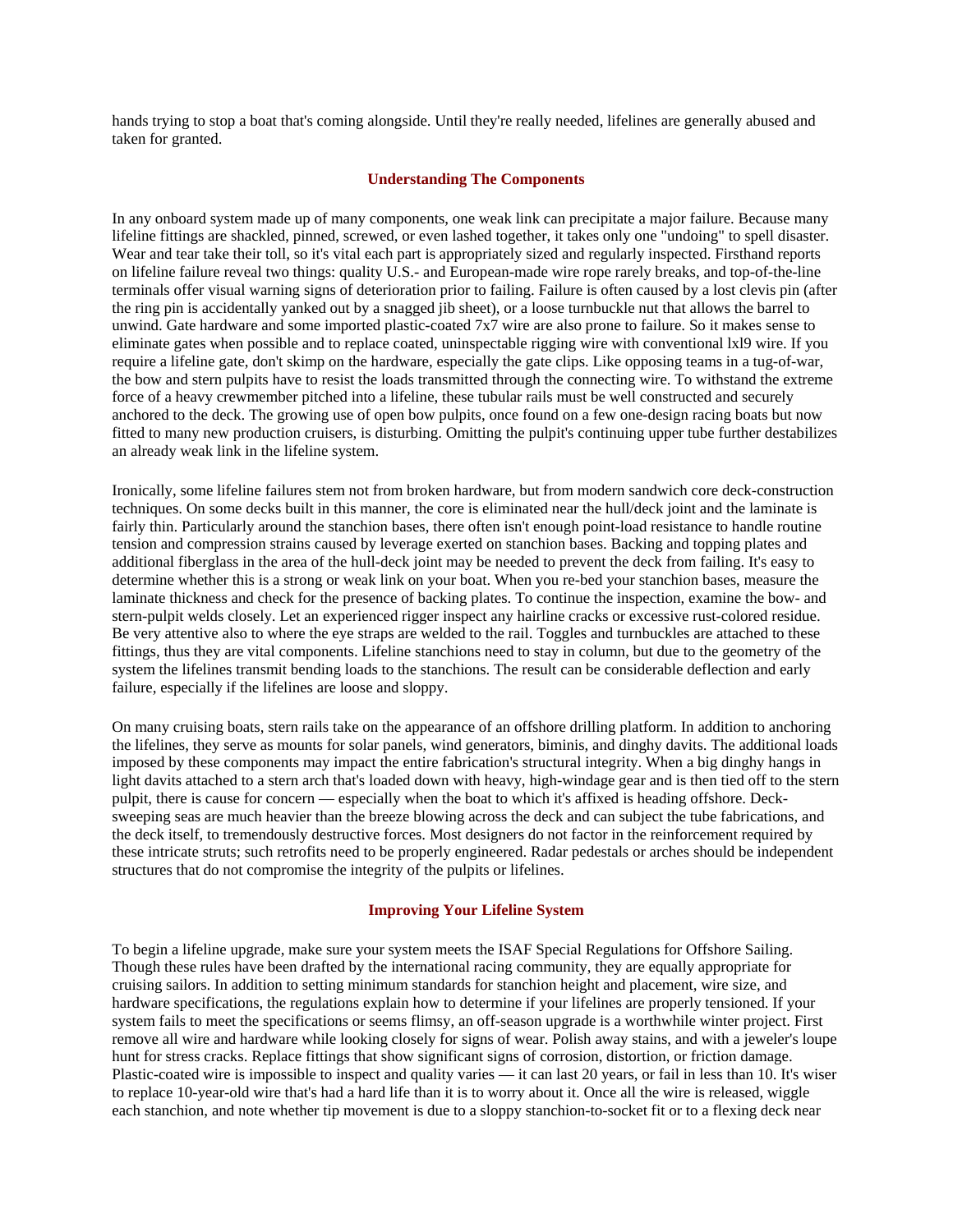hands trying to stop a boat that's coming alongside. Until they're really needed, lifelines are generally abused and taken for granted.

### Understanding The Components

In any onboard system made up of many components, one weak link can precipitate a major failure. Because many lifeline fittings are shackled, pinned, screwed, or even lashed together, it takes only one "undoing" to spell disaster. Wear and tear take their toll, so it's vital each part is appropriately sized and regularly inspected. Firsthand reports on lifeline failure reveal two things: quality U.S.- and European-made wire rope rarely breaks, and top-of-the-line terminals offer visual warning signs of deterioration prior to failing. Failure is often caused by a lost clevis pin (after the ring pin is accidentally yanked out by a snagged jib sheet), or a loose turnbuckle nut that allows the barrel to unwind. Gate hardware and some imported plastic-coated 7x7 wire are also prone to failure. So it makes sense to eliminate gates when possible and to replace coated, uninspectable rigging wire with conventional lxl9 wire. If you require a lifeline gate, don't skimp on the hardware, especially the gate clips. Like opposing teams in a tug-of-war, the bow and stern pulpits have to resist the loads transmitted through the connecting wire. To withstand the extreme force of a heavy crewmember pitched into a lifeline, these tubular rails must be well constructed and securely anchored to the deck. The growing use of open bow pulpits, once found on a few one-design racing boats but now fitted to many new production cruisers, is disturbing. Omitting the pulpit's continuing upper tube further destabilizes an already weak link in the lifeline system.

Ironically, some lifeline failures stem not from broken hardware, but from modern sandwich core deck-construction techniques. On some decks built in this manner, the core is eliminated near the hull/deck joint and the laminate is fairly thin. Particularly around the stanchion bases, there often isn't enough point-load resistance to handle routine tension and compression strains caused by leverage exerted on stanchion bases. Backing and topping plates and additional fiberglass in the area of the hull-deck joint may be needed to prevent the deck from failing. It's easy to determine whether this is a strong or weak link on your boat. When you re-bed your stanchion bases, measure the laminate thickness and check for the presence of backing plates. To continue the inspection, examine the bow- and stern-pulpit welds closely. Let an experienced rigger inspect any hairline cracks or excessive rust-colored residue. Be very attentive also to where the eye straps are welded to the rail. Toggles and turnbuckles are attached to these fittings, thus they are vital components. Lifeline stanchions need to stay in column, but due to the geometry of the system the lifelines transmit bending loads to the stanchions. The result can be considerable deflection and early failure, especially if the lifelines are loose and sloppy.

On many cruising boats, stern rails take on the appearance of an offshore drilling platform. In addition to anchoring the lifelines, they serve as mounts for solar panels, wind generators, biminis, and dinghy davits. The additional loads imposed by these components may impact the entire fabrication's structural integrity. When a big dinghy hangs in light davits attached to a stern arch that's loaded down with heavy, high-windage gear and is then tied off to the stern pulpit, there is cause for concern — especially when the boat to which it's affixed is heading offshore. Deck-sweeping seas are much heavier than the breeze blowing across the deck and can subject the tube fabrications, and the deck itself, to tremendously destructive forces. Most designers do not factor in the reinforcement required by these intricate struts; such retrofits need to be properly engineered. Radar pedestals or arches should be independent structures that do not compromise the integrity of the pulpits or lifelines.

### Improving Your Lifeline System

To begin a lifeline upgrade, make sure your system meets the ISAF Special Regulations for Offshore Sailing. Though these rules have been drafted by the international racing community, they are equally appropriate for cruising sailors. In addition to setting minimum standards for stanchion height and placement, wire size, and hardware specifications, the regulations explain how to determine if your lifelines are properly tensioned. If your system fails to meet the specifications or seems flimsy, an off-season upgrade is a worthwhile winter project. First remove all wire and hardware while looking closely for signs of wear. Polish away stains, and with a jeweler's loupe hunt for stress cracks. Replace fittings that show significant signs of corrosion, distortion, or friction damage. Plastic-coated wire is impossible to inspect and quality varies — it can last 20 years, or fail in less than 10. It's wiser to replace 10-year-old wire that's had a hard life than it is to worry about it. Once all the wire is released, wiggle each stanchion, and note whether tip movement is due to a sloppy stanchion-to-socket fit or to a flexing deck near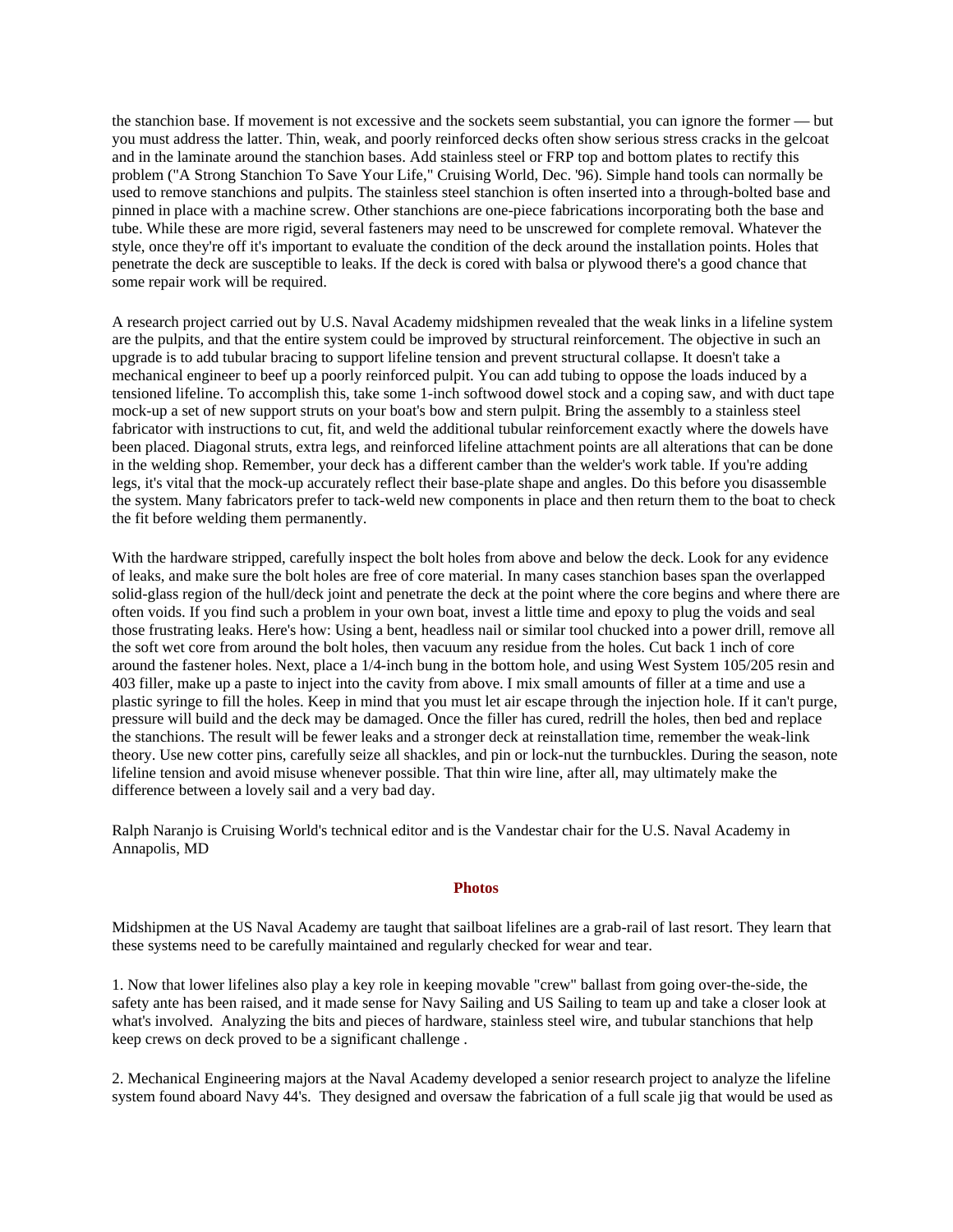the stanchion base. If movement is not excessive and the sockets seem substantial, you can ignore the former — but you must address the latter. Thin, weak, and poorly reinforced decks often show serious stress cracks in the gelcoat and in the laminate around the stanchion bases. Add stainless steel or FRP top and bottom plates to rectify this problem ("A Strong Stanchion To Save Your Life," Cruising World, Dec. '96). Simple hand tools can normally be used to remove stanchions and pulpits. The stainless steel stanchion is often inserted into a through-bolted base and pinned in place with a machine screw. Other stanchions are one-piece fabrications incorporating both the base and tube. While these are more rigid, several fasteners may need to be unscrewed for complete removal. Whatever the style, once they're off it's important to evaluate the condition of the deck around the installation points. Holes that penetrate the deck are susceptible to leaks. If the deck is cored with balsa or plywood there's a good chance that some repair work will be required.

A research project carried out by U.S. Naval Academy midshipmen revealed that the weak links in a lifeline system are the pulpits, and that the entire system could be improved by structural reinforcement. The objective in such an upgrade is to add tubular bracing to support lifeline tension and prevent structural collapse. It doesn't take a mechanical engineer to beef up a poorly reinforced pulpit. You can add tubing to oppose the loads induced by a tensioned lifeline. To accomplish this, take some 1-inch softwood dowel stock and a coping saw, and with duct tape mock-up a set of new support struts on your boat's bow and stern pulpit. Bring the assembly to a stainless steel fabricator with instructions to cut, fit, and weld the additional tubular reinforcement exactly where the dowels have been placed. Diagonal struts, extra legs, and reinforced lifeline attachment points are all alterations that can be done in the welding shop. Remember, your deck has a different camber than the welder's work table. If you're adding legs, it's vital that the mock-up accurately reflect their base-plate shape and angles. Do this before you disassemble the system. Many fabricators prefer to tack-weld new components in place and then return them to the boat to check the fit before welding them permanently.

With the hardware stripped, carefully inspect the bolt holes from above and below the deck. Look for any evidence of leaks, and make sure the bolt holes are free of core material. In many cases stanchion bases span the overlapped solid-glass region of the hull/deck joint and penetrate the deck at the point where the core begins and where there are often voids. If you find such a problem in your own boat, invest a little time and epoxy to plug the voids and seal those frustrating leaks. Here's how: Using a bent, headless nail or similar tool chucked into a power drill, remove all the soft wet core from around the bolt holes, then vacuum any residue from the holes. Cut back 1 inch of core around the fastener holes. Next, place a 1/4-inch bung in the bottom hole, and using West System 105/205 resin and 403 filler, make up a paste to inject into the cavity from above. I mix small amounts of filler at a time and use a plastic syringe to fill the holes. Keep in mind that you must let air escape through the injection hole. If it can't purge, pressure will build and the deck may be damaged. Once the filler has cured, redrill the holes, then bed and replace the stanchions. The result will be fewer leaks and a stronger deck at reinstallation time, remember the weak-link theory. Use new cotter pins, carefully seize all shackles, and pin or lock-nut the turnbuckles. During the season, note lifeline tension and avoid misuse whenever possible. That thin wire line, after all, may ultimately make the difference between a lovely sail and a very bad day.

Ralph Naranjo is Cruising World's technical editor and is the Vandestar chair for the U.S. Naval Academy in Annapolis, MD

**Photos**

Midshipmen at the US Naval Academy are taught that sailboat lifelines are a grab-rail of last resort. They learn that these systems need to be carefully maintained and regularly checked for wear and tear.

1. Now that lower lifelines also play a key role in keeping movable "crew" ballast from going over-the-side, the safety ante has been raised, and it made sense for Navy Sailing and US Sailing to team up and take a closer look at what's involved. Analyzing the bits and pieces of hardware, stainless steel wire, and tubular stanchions that help keep crews on deck proved to be a significant challenge .

2. Mechanical Engineering majors at the Naval Academy developed a senior research project to analyze the lifeline system found aboard Navy 44's. They designed and oversaw the fabrication of a full scale jig that would be used as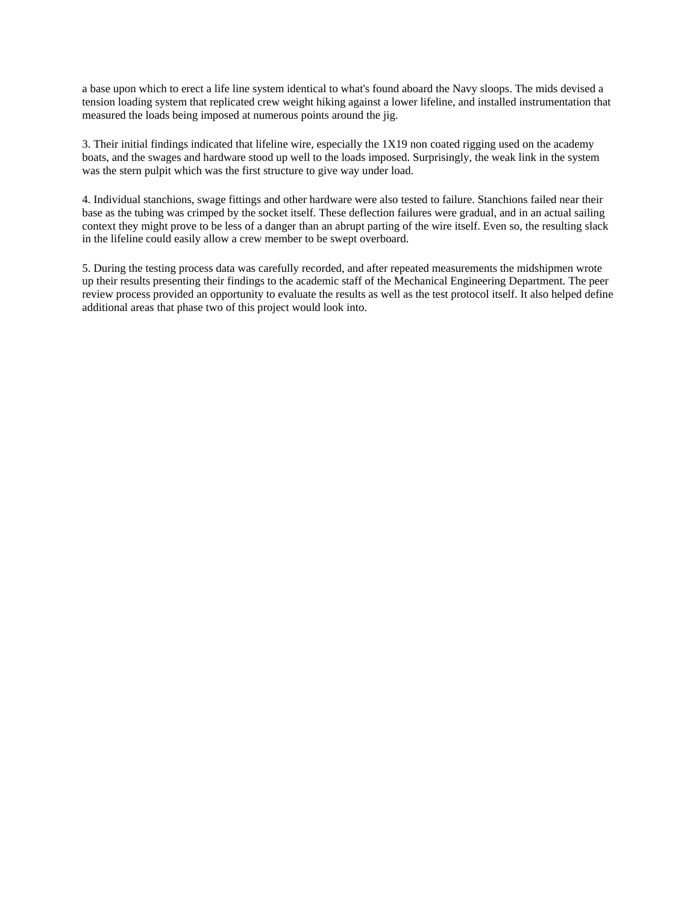a base upon which to erect a life line system identical to what's found aboard the Navy sloops. The mids devised a tension loading system that replicated crew weight hiking against a lower lifeline, and installed instrumentation that measured the loads being imposed at numerous points around the jig.

3. Their initial findings indicated that lifeline wire, especially the 1X19 non coated rigging used on the academy boats, and the swages and hardware stood up well to the loads imposed. Surprisingly, the weak link in the system was the stern pulpit which was the first structure to give way under load.

4. Individual stanchions, swage fittings and other hardware were also tested to failure. Stanchions failed near their base as the tubing was crimped by the socket itself. These deflection failures were gradual, and in an actual sailing context they might prove to be less of a danger than an abrupt parting of the wire itself. Even so, the resulting slack in the lifeline could easily allow a crew member to be swept overboard.

5. During the testing process data was carefully recorded, and after repeated measurements the midshipmen wrote up their results presenting their findings to the academic staff of the Mechanical Engineering Department. The peer review process provided an opportunity to evaluate the results as well as the test protocol itself. It also helped define additional areas that phase two of this project would look into.